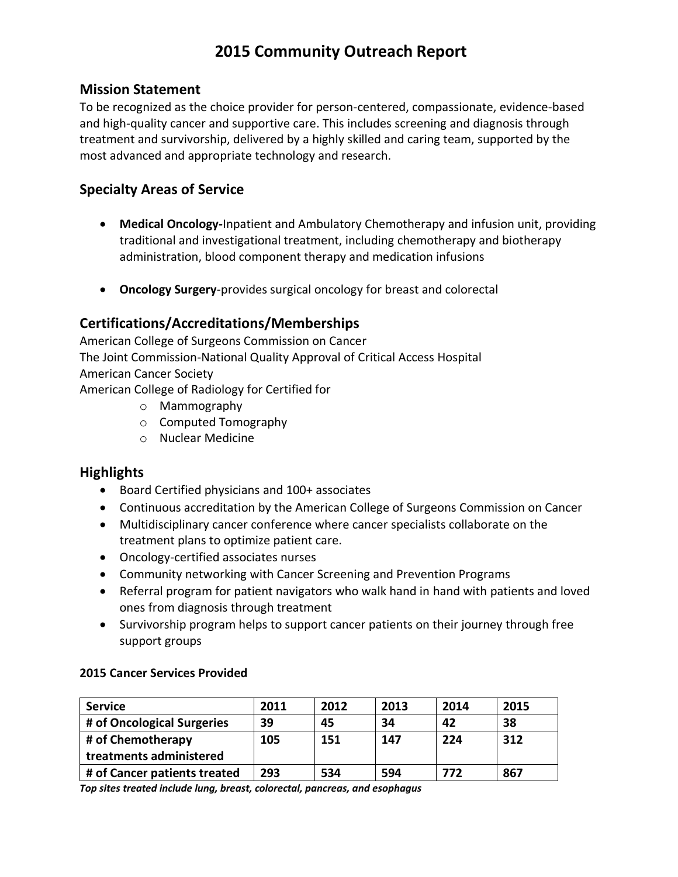# 2015 Community Outreach Report

## Mission Statement

To be recognized as the choice provider for person-centered, compassionate, evidence-based and high-quality cancer and supportive care. This includes screening and diagnosis through treatment and survivorship, delivered by a highly skilled and caring team, supported by the most advanced and appropriate technology and research.

## Specialty Areas of Service

- **Medical Oncology-**Inpatient and Ambulatory Chemotherapy and infusion unit, providing traditional and investigational treatment, including chemotherapy and biotherapy administration, blood component therapy and medication infusions
- **Oncology Surgery**-provides surgical oncology for breast and colorectal

## Certifications/Accreditations/Memberships

American College of Surgeons Commission on Cancer
The Joint Commission-National Quality Approval of Critical Access Hospital
American Cancer Society
American College of Radiology for Certified for

- Mammography
- Computed Tomography
- Nuclear Medicine

## Highlights

- Board Certified physicians and 100+ associates
- Continuous accreditation by the American College of Surgeons Commission on Cancer
- Multidisciplinary cancer conference where cancer specialists collaborate on the treatment plans to optimize patient care.
- Oncology-certified associates nurses
- Community networking with Cancer Screening and Prevention Programs
- Referral program for patient navigators who walk hand in hand with patients and loved ones from diagnosis through treatment
- Survivorship program helps to support cancer patients on their journey through free support groups

#### 2015 Cancer Services Provided

| Service | 2011 | 2012 | 2013 | 2014 | 2015 |
|---|---|---|---|---|---|
| # of Oncological Surgeries | 39 | 45 | 34 | 42 | 38 |
| # of Chemotherapy treatments administered | 105 | 151 | 147 | 224 | 312 |
| # of Cancer patients treated | 293 | 534 | 594 | 772 | 867 |

***Top sites treated include lung, breast, colorectal, pancreas, and esophagus***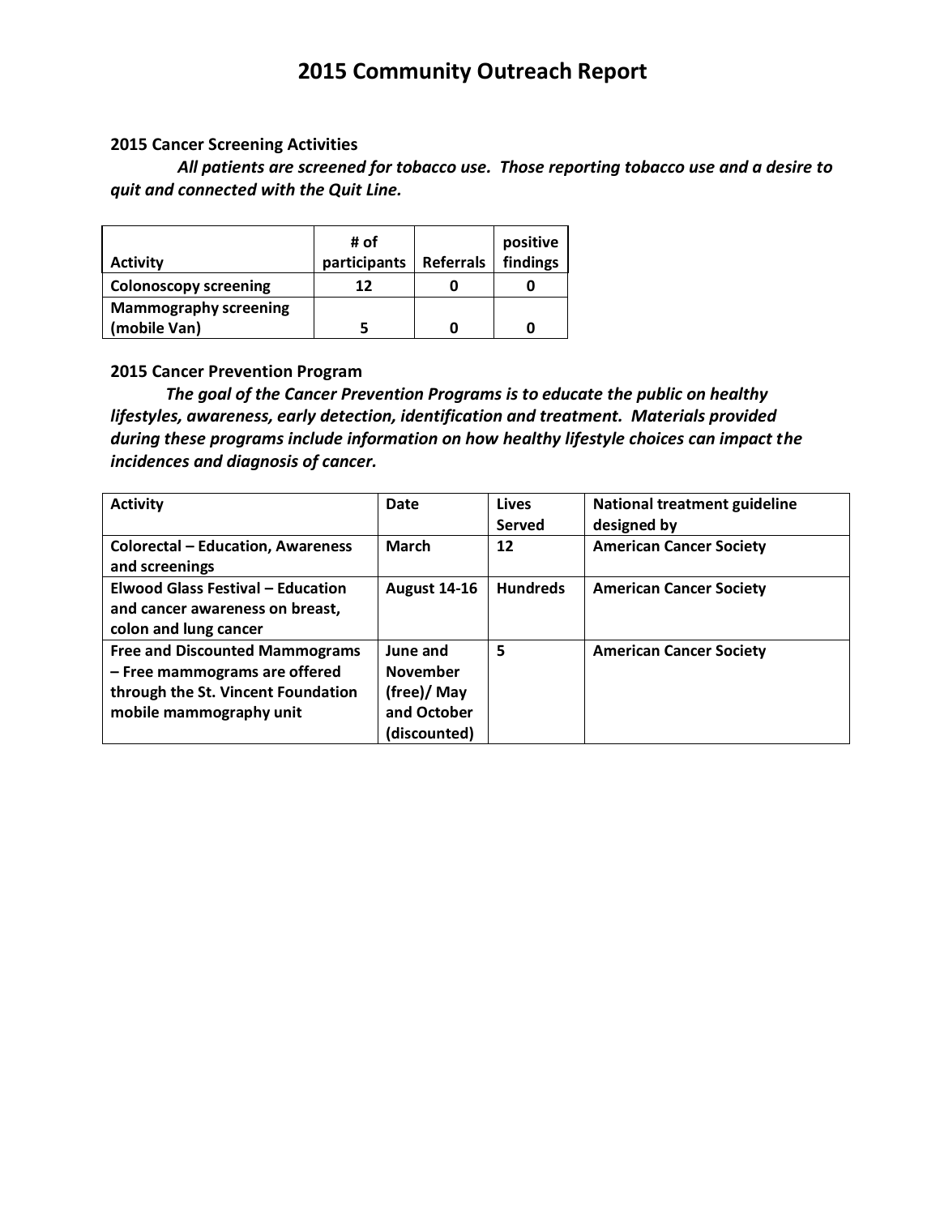# 2015 Community Outreach Report

**2015 Cancer Screening Activities**

***All patients are screened for tobacco use. Those reporting tobacco use and a desire to quit and connected with the Quit Line.***

| Activity | # of participants | Referrals | positive findings |
|---|---|---|---|
| Colonoscopy screening | 12 | 0 | 0 |
| Mammography screening (mobile Van) | 5 | 0 | 0 |

**2015 Cancer Prevention Program**

***The goal of the Cancer Prevention Programs is to educate the public on healthy lifestyles, awareness, early detection, identification and treatment. Materials provided during these programs include information on how healthy lifestyle choices can impact the incidences and diagnosis of cancer.***

| Activity | Date | Lives Served | National treatment guideline designed by |
|---|---|---|---|
| Colorectal – Education, Awareness and screenings | March | 12 | American Cancer Society |
| Elwood Glass Festival – Education and cancer awareness on breast, colon and lung cancer | August 14-16 | Hundreds | American Cancer Society |
| Free and Discounted Mammograms – Free mammograms are offered through the St. Vincent Foundation mobile mammography unit | June and November (free)/ May and October (discounted) | 5 | American Cancer Society |